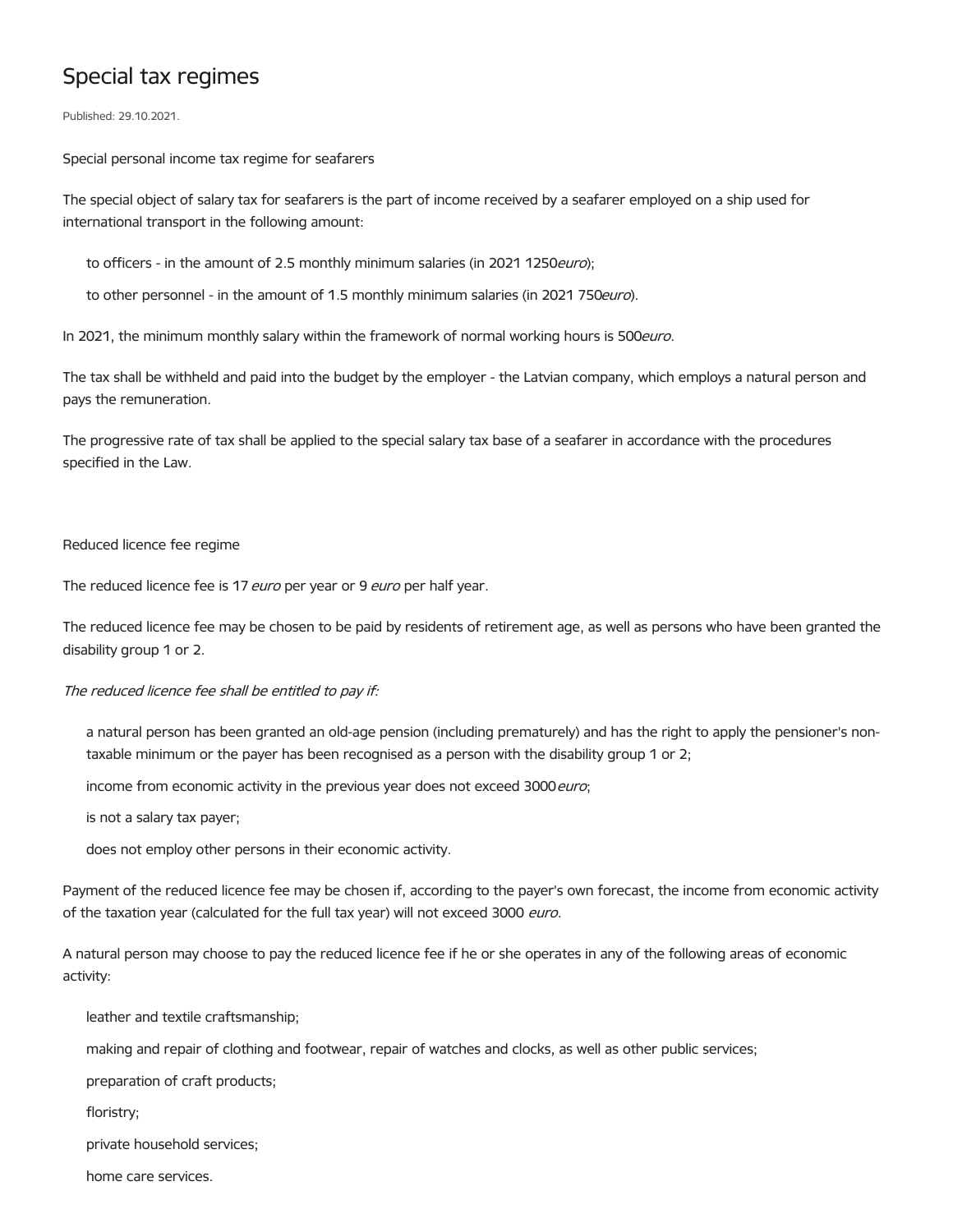# Special tax regimes

Published: 29.10.2021.

Special personal income tax regime for seafarers

The special object of salary tax for seafarers is the part of income received by a seafarer employed on a ship used for international transport in the following amount:

- to officers - in the amount of 2.5 monthly minimum salaries (in 2021 1250*euro*);
- to other personnel - in the amount of 1.5 monthly minimum salaries (in 2021 750*euro*).

In 2021, the minimum monthly salary within the framework of normal working hours is 500*euro*.

The tax shall be withheld and paid into the budget by the employer - the Latvian company, which employs a natural person and pays the remuneration.

The progressive rate of tax shall be applied to the special salary tax base of a seafarer in accordance with the procedures specified in the Law.

Reduced licence fee regime

The reduced licence fee is 17 *euro* per year or 9 *euro* per half year.

The reduced licence fee may be chosen to be paid by residents of retirement age, as well as persons who have been granted the disability group 1 or 2.

*The reduced licence fee shall be entitled to pay if:*

- a natural person has been granted an old-age pension (including prematurely) and has the right to apply the pensioner's non-taxable minimum or the payer has been recognised as a person with the disability group 1 or 2;
- income from economic activity in the previous year does not exceed 3000*euro*;
- is not a salary tax payer;
- does not employ other persons in their economic activity.

Payment of the reduced licence fee may be chosen if, according to the payer's own forecast, the income from economic activity of the taxation year (calculated for the full tax year) will not exceed 3000 *euro*.

A natural person may choose to pay the reduced licence fee if he or she operates in any of the following areas of economic activity:

- leather and textile craftsmanship;
- making and repair of clothing and footwear, repair of watches and clocks, as well as other public services;
- preparation of craft products;
- floristry;
- private household services;
- home care services.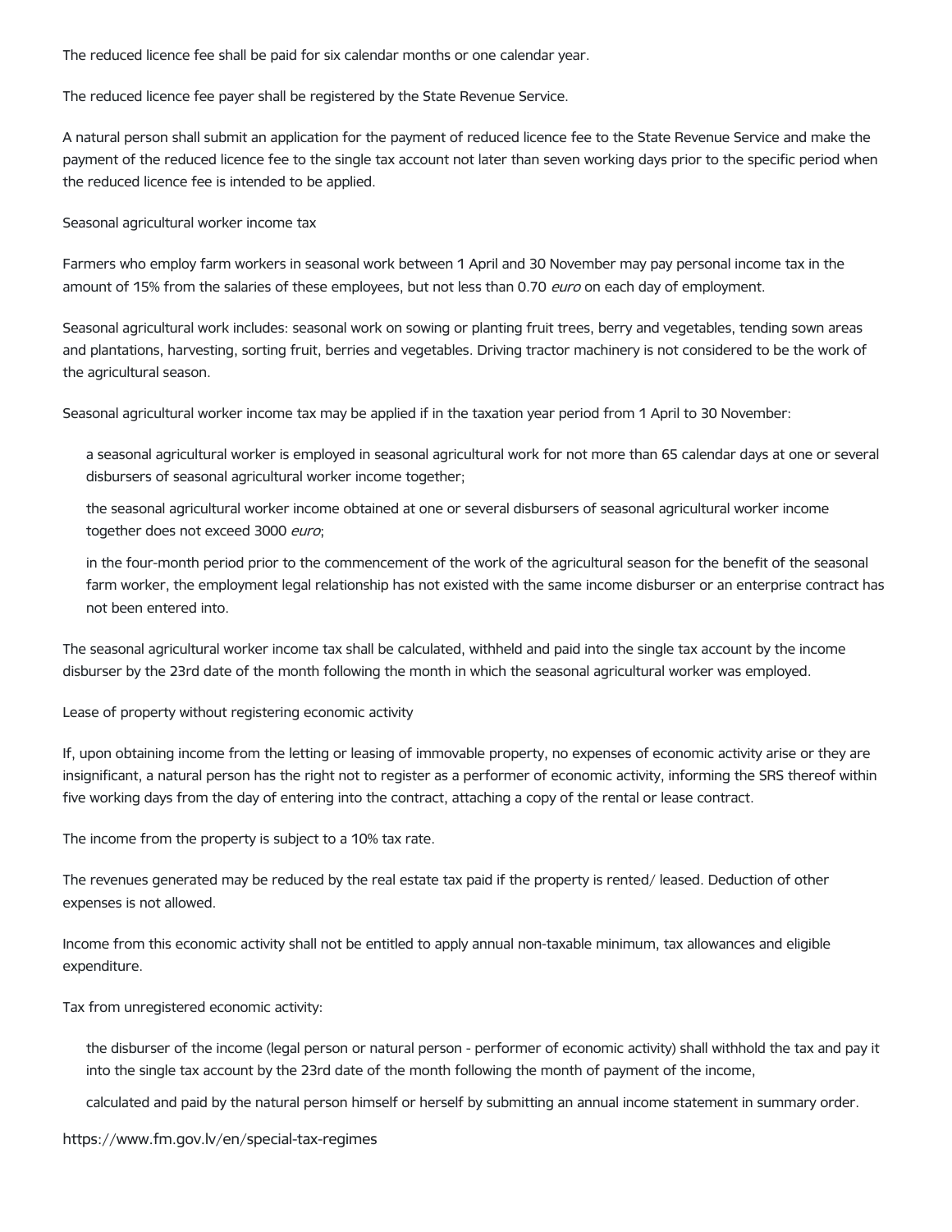The reduced licence fee shall be paid for six calendar months or one calendar year.

The reduced licence fee payer shall be registered by the State Revenue Service.

A natural person shall submit an application for the payment of reduced licence fee to the State Revenue Service and make the payment of the reduced licence fee to the single tax account not later than seven working days prior to the specific period when the reduced licence fee is intended to be applied.

### Seasonal agricultural worker income tax

Farmers who employ farm workers in seasonal work between 1 April and 30 November may pay personal income tax in the amount of 15% from the salaries of these employees, but not less than 0.70 *euro* on each day of employment.

Seasonal agricultural work includes: seasonal work on sowing or planting fruit trees, berry and vegetables, tending sown areas and plantations, harvesting, sorting fruit, berries and vegetables. Driving tractor machinery is not considered to be the work of the agricultural season.

Seasonal agricultural worker income tax may be applied if in the taxation year period from 1 April to 30 November:

- a seasonal agricultural worker is employed in seasonal agricultural work for not more than 65 calendar days at one or several disbursers of seasonal agricultural worker income together;
- the seasonal agricultural worker income obtained at one or several disbursers of seasonal agricultural worker income together does not exceed 3000 *euro*;
- in the four-month period prior to the commencement of the work of the agricultural season for the benefit of the seasonal farm worker, the employment legal relationship has not existed with the same income disburser or an enterprise contract has not been entered into.

The seasonal agricultural worker income tax shall be calculated, withheld and paid into the single tax account by the income disburser by the 23rd date of the month following the month in which the seasonal agricultural worker was employed.

### Lease of property without registering economic activity

If, upon obtaining income from the letting or leasing of immovable property, no expenses of economic activity arise or they are insignificant, a natural person has the right not to register as a performer of economic activity, informing the SRS thereof within five working days from the day of entering into the contract, attaching a copy of the rental or lease contract.

The income from the property is subject to a 10% tax rate.

The revenues generated may be reduced by the real estate tax paid if the property is rented/ leased. Deduction of other expenses is not allowed.

Income from this economic activity shall not be entitled to apply annual non-taxable minimum, tax allowances and eligible expenditure.

Tax from unregistered economic activity:

- the disburser of the income (legal person or natural person - performer of economic activity) shall withhold the tax and pay it into the single tax account by the 23rd date of the month following the month of payment of the income,
- calculated and paid by the natural person himself or herself by submitting an annual income statement in summary order.

https://www.fm.gov.lv/en/special-tax-regimes